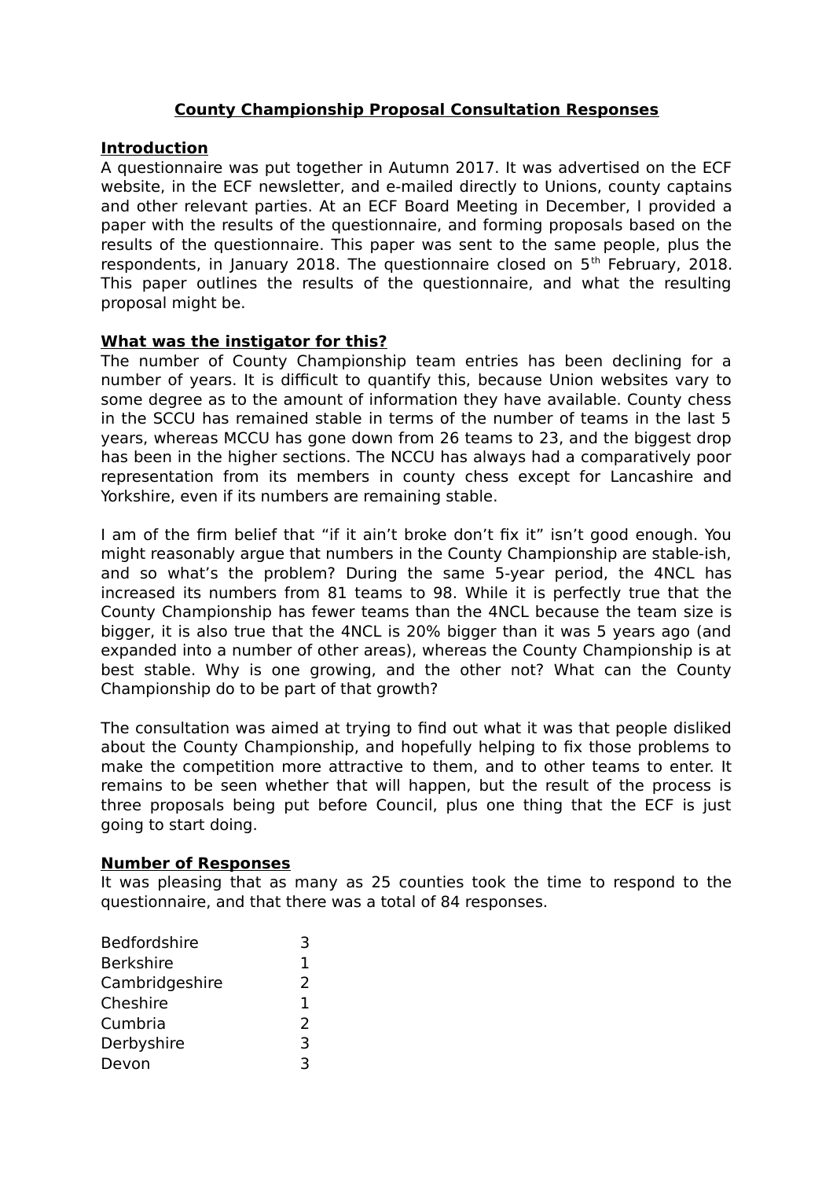# County Championship Proposal Consultation Responses

## Introduction

A questionnaire was put together in Autumn 2017. It was advertised on the ECF website, in the ECF newsletter, and e-mailed directly to Unions, county captains and other relevant parties. At an ECF Board Meeting in December, I provided a paper with the results of the questionnaire, and forming proposals based on the results of the questionnaire. This paper was sent to the same people, plus the respondents, in January 2018. The questionnaire closed on 5th February, 2018. This paper outlines the results of the questionnaire, and what the resulting proposal might be.

## What was the instigator for this?

The number of County Championship team entries has been declining for a number of years. It is difficult to quantify this, because Union websites vary to some degree as to the amount of information they have available. County chess in the SCCU has remained stable in terms of the number of teams in the last 5 years, whereas MCCU has gone down from 26 teams to 23, and the biggest drop has been in the higher sections. The NCCU has always had a comparatively poor representation from its members in county chess except for Lancashire and Yorkshire, even if its numbers are remaining stable.

I am of the firm belief that "if it ain't broke don't fix it" isn't good enough. You might reasonably argue that numbers in the County Championship are stable-ish, and so what's the problem? During the same 5-year period, the 4NCL has increased its numbers from 81 teams to 98. While it is perfectly true that the County Championship has fewer teams than the 4NCL because the team size is bigger, it is also true that the 4NCL is 20% bigger than it was 5 years ago (and expanded into a number of other areas), whereas the County Championship is at best stable. Why is one growing, and the other not? What can the County Championship do to be part of that growth?

The consultation was aimed at trying to find out what it was that people disliked about the County Championship, and hopefully helping to fix those problems to make the competition more attractive to them, and to other teams to enter. It remains to be seen whether that will happen, but the result of the process is three proposals being put before Council, plus one thing that the ECF is just going to start doing.

## Number of Responses

It was pleasing that as many as 25 counties took the time to respond to the questionnaire, and that there was a total of 84 responses.

| County | Responses |
|---|---|
| Bedfordshire | 3 |
| Berkshire | 1 |
| Cambridgeshire | 2 |
| Cheshire | 1 |
| Cumbria | 2 |
| Derbyshire | 3 |
| Devon | 3 |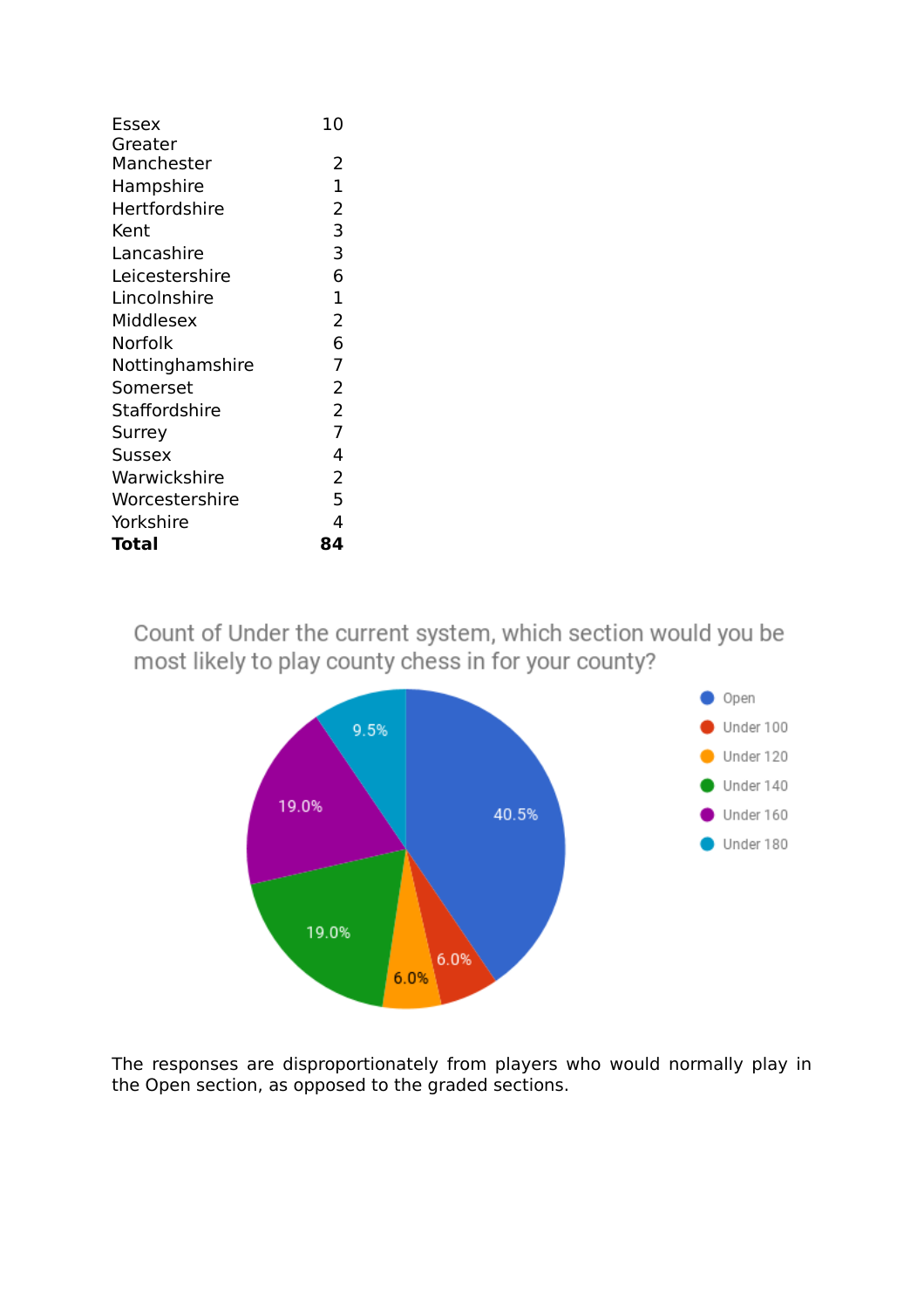| | |
|---|---|
| Essex | 10 |
| Greater Manchester | 2 |
| Hampshire | 1 |
| Hertfordshire | 2 |
| Kent | 3 |
| Lancashire | 3 |
| Leicestershire | 6 |
| Lincolnshire | 1 |
| Middlesex | 2 |
| Norfolk | 6 |
| Nottinghamshire | 7 |
| Somerset | 2 |
| Staffordshire | 2 |
| Surrey | 7 |
| Sussex | 4 |
| Warwickshire | 2 |
| Worcestershire | 5 |
| Yorkshire | 4 |
| **Total** | **84** |

Count of Under the current system, which section would you be most likely to play county chess in for your county?

| Section | Percentage |
|---|---|
| Open | 40.5% |
| Under 100 | 6.0% |
| Under 120 | 6.0% |
| Under 140 | 19.0% |
| Under 160 | 19.0% |
| Under 180 | 9.5% |

The responses are disproportionately from players who would normally play in the Open section, as opposed to the graded sections.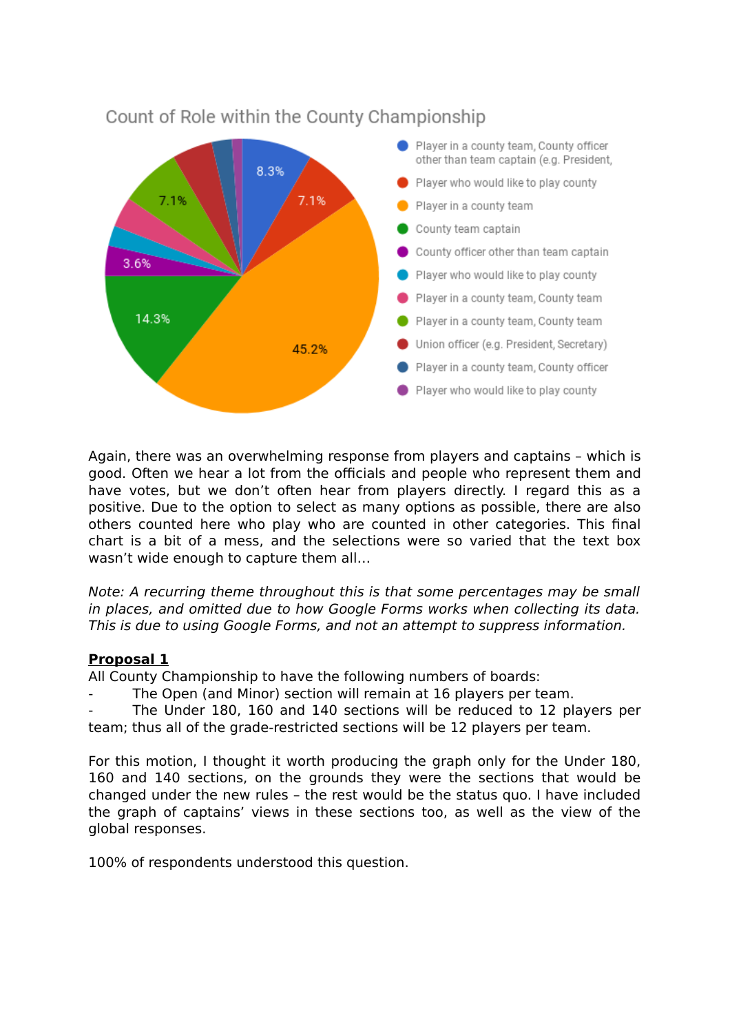Count of Role within the County Championship

- Player in a county team, County officer other than team captain (e.g. President, — 8.3%
- Player who would like to play county — 7.1%
- Player in a county team — 45.2%
- County team captain — 14.3%
- County officer other than team captain — 3.6%
- Player who would like to play county
- Player in a county team, County team
- Player in a county team, County team — 7.1%
- Union officer (e.g. President, Secretary)
- Player in a county team, County officer
- Player who would like to play county

Again, there was an overwhelming response from players and captains – which is good. Often we hear a lot from the officials and people who represent them and have votes, but we don't often hear from players directly. I regard this as a positive. Due to the option to select as many options as possible, there are also others counted here who play who are counted in other categories. This final chart is a bit of a mess, and the selections were so varied that the text box wasn't wide enough to capture them all…

*Note: A recurring theme throughout this is that some percentages may be small in places, and omitted due to how Google Forms works when collecting its data. This is due to using Google Forms, and not an attempt to suppress information.*

**Proposal 1**

All County Championship to have the following numbers of boards:

- The Open (and Minor) section will remain at 16 players per team.
- The Under 180, 160 and 140 sections will be reduced to 12 players per team; thus all of the grade-restricted sections will be 12 players per team.

For this motion, I thought it worth producing the graph only for the Under 180, 160 and 140 sections, on the grounds they were the sections that would be changed under the new rules – the rest would be the status quo. I have included the graph of captains' views in these sections too, as well as the view of the global responses.

100% of respondents understood this question.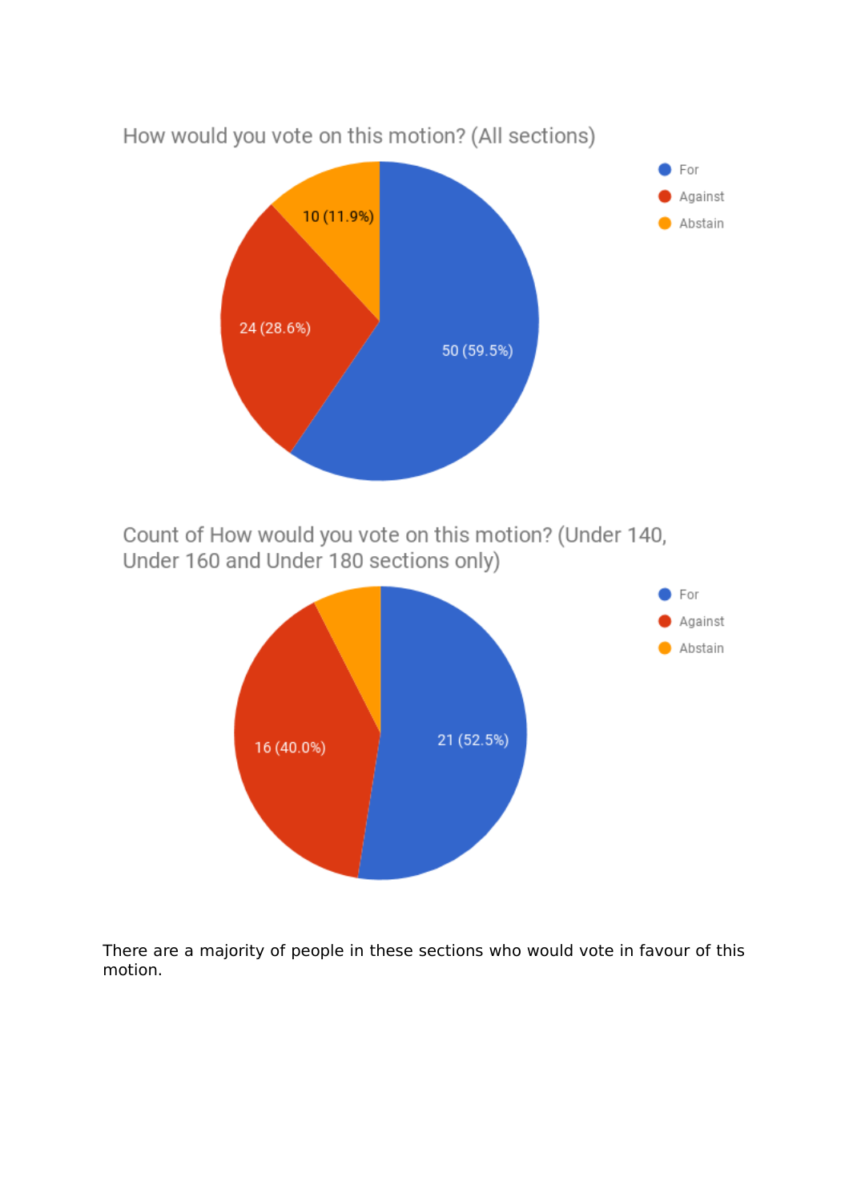How would you vote on this motion? (All sections)

- For: 50 (59.5%)
- Against: 24 (28.6%)
- Abstain: 10 (11.9%)

Count of How would you vote on this motion? (Under 140, Under 160 and Under 180 sections only)

- For: 21 (52.5%)
- Against: 16 (40.0%)
- Abstain

There are a majority of people in these sections who would vote in favour of this motion.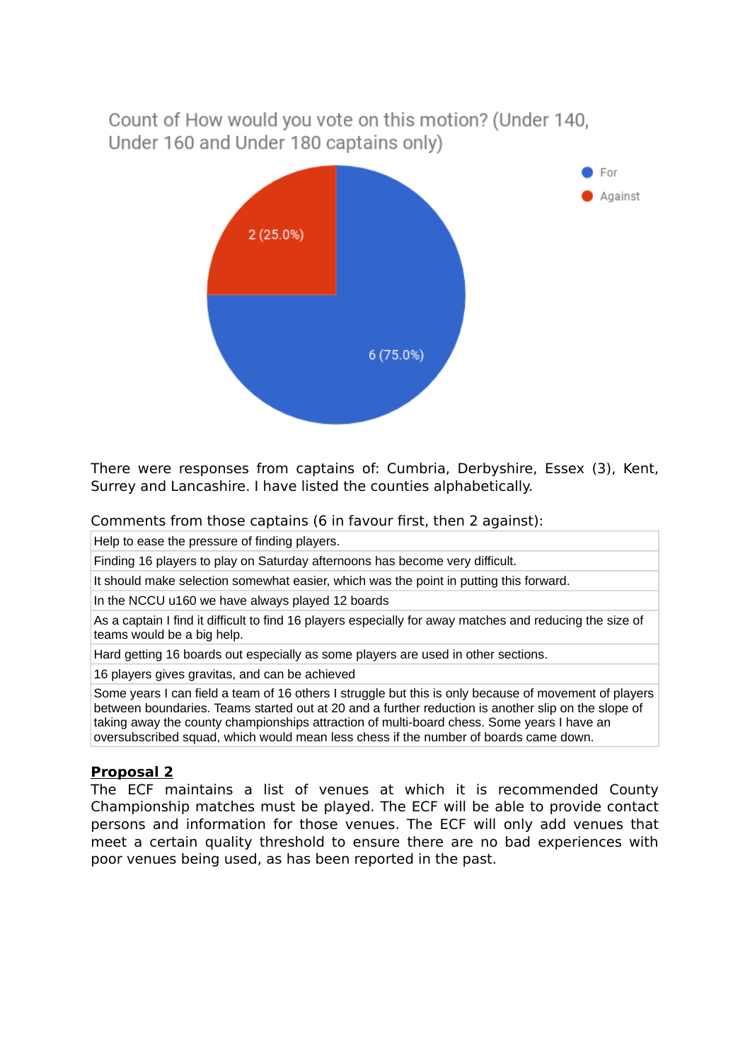Count of How would you vote on this motion? (Under 140, Under 160 and Under 180 captains only)

- For: 6 (75.0%)
- Against: 2 (25.0%)

There were responses from captains of: Cumbria, Derbyshire, Essex (3), Kent, Surrey and Lancashire. I have listed the counties alphabetically.

Comments from those captains (6 in favour first, then 2 against):

| |
|---|
| Help to ease the pressure of finding players. |
| Finding 16 players to play on Saturday afternoons has become very difficult. |
| It should make selection somewhat easier, which was the point in putting this forward. |
| In the NCCU u160 we have always played 12 boards |
| As a captain I find it difficult to find 16 players especially for away matches and reducing the size of teams would be a big help. |
| Hard getting 16 boards out especially as some players are used in other sections. |
| 16 players gives gravitas, and can be achieved |
| Some years I can field a team of 16 others I struggle but this is only because of movement of players between boundaries. Teams started out at 20 and a further reduction is another slip on the slope of taking away the county championships attraction of multi-board chess. Some years I have an oversubscribed squad, which would mean less chess if the number of boards came down. |

**Proposal 2**

The ECF maintains a list of venues at which it is recommended County Championship matches must be played. The ECF will be able to provide contact persons and information for those venues. The ECF will only add venues that meet a certain quality threshold to ensure there are no bad experiences with poor venues being used, as has been reported in the past.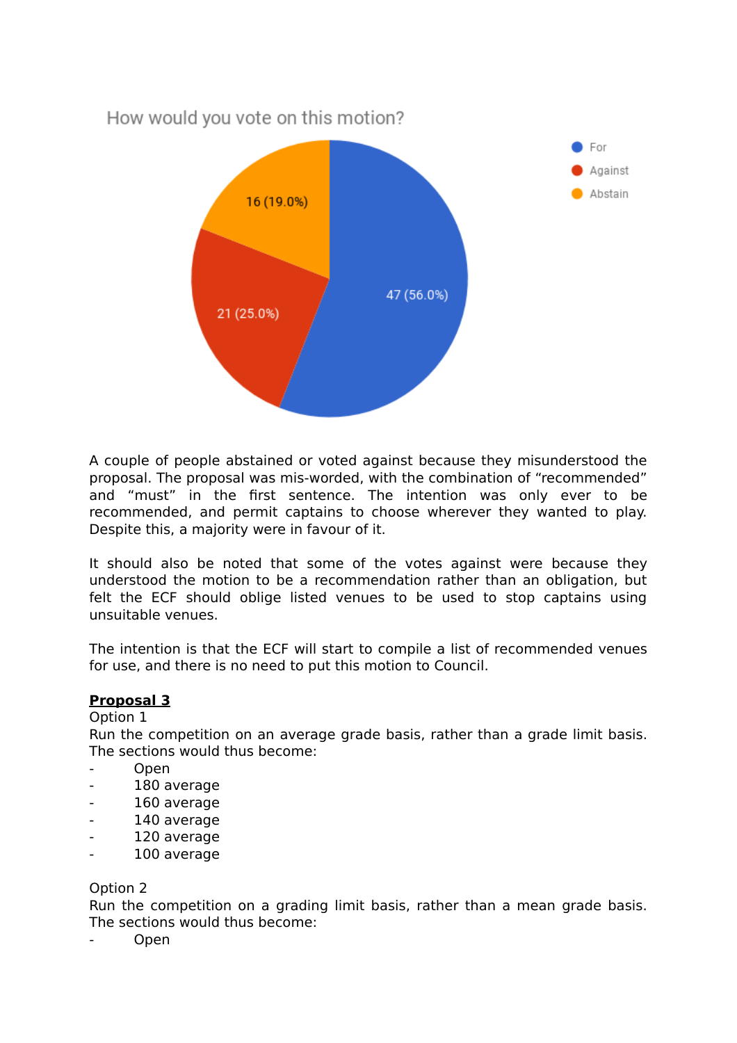How would you vote on this motion?

- For: 47 (56.0%)
- Against: 21 (25.0%)
- Abstain: 16 (19.0%)

A couple of people abstained or voted against because they misunderstood the proposal. The proposal was mis-worded, with the combination of "recommended" and "must" in the first sentence. The intention was only ever to be recommended, and permit captains to choose wherever they wanted to play. Despite this, a majority were in favour of it.

It should also be noted that some of the votes against were because they understood the motion to be a recommendation rather than an obligation, but felt the ECF should oblige listed venues to be used to stop captains using unsuitable venues.

The intention is that the ECF will start to compile a list of recommended venues for use, and there is no need to put this motion to Council.

**Proposal 3**

Option 1

Run the competition on an average grade basis, rather than a grade limit basis. The sections would thus become:

- Open
- 180 average
- 160 average
- 140 average
- 120 average
- 100 average

Option 2

Run the competition on a grading limit basis, rather than a mean grade basis. The sections would thus become:

- Open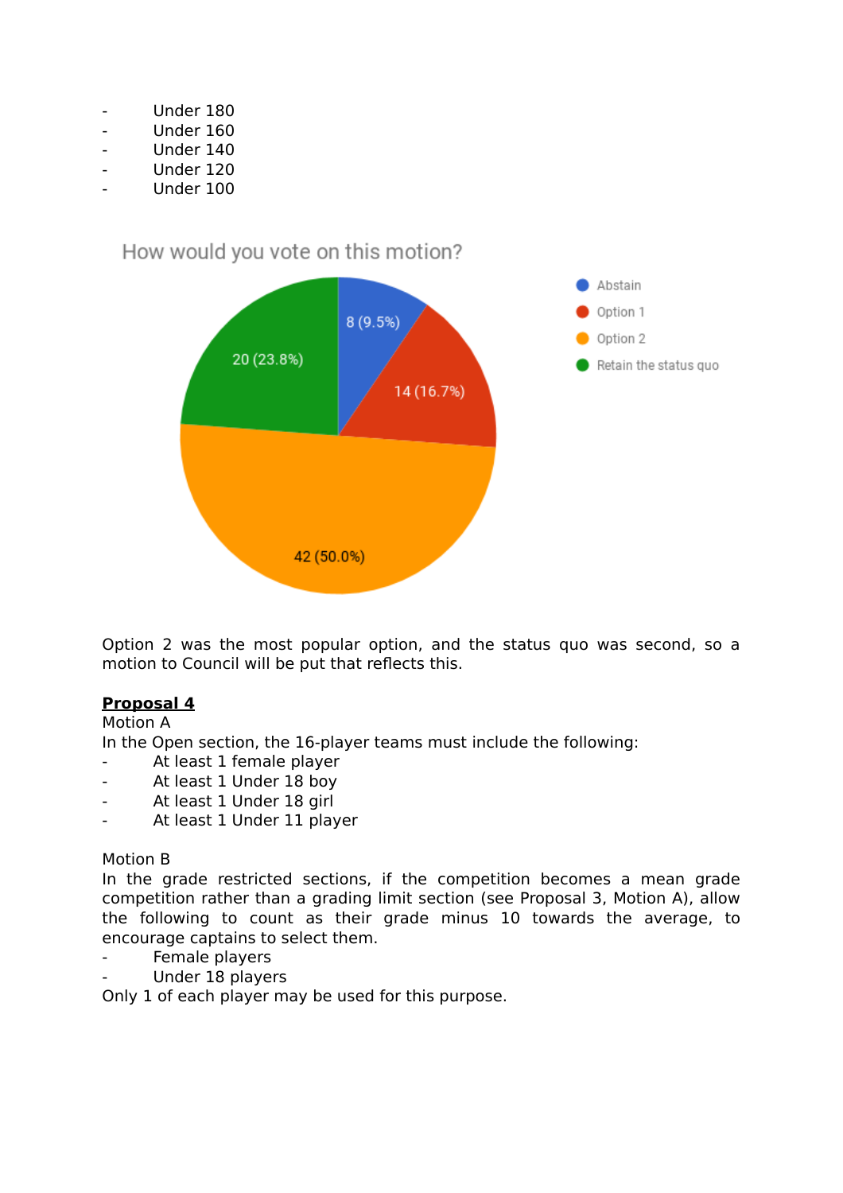- Under 180
- Under 160
- Under 140
- Under 120
- Under 100

How would you vote on this motion?

| Option | Votes |
| --- | --- |
| Abstain | 8 (9.5%) |
| Option 1 | 14 (16.7%) |
| Option 2 | 42 (50.0%) |
| Retain the status quo | 20 (23.8%) |

Option 2 was the most popular option, and the status quo was second, so a motion to Council will be put that reflects this.

**Proposal 4**

Motion A

In the Open section, the 16-player teams must include the following:

- At least 1 female player
- At least 1 Under 18 boy
- At least 1 Under 18 girl
- At least 1 Under 11 player

Motion B

In the grade restricted sections, if the competition becomes a mean grade competition rather than a grading limit section (see Proposal 3, Motion A), allow the following to count as their grade minus 10 towards the average, to encourage captains to select them.

- Female players
- Under 18 players

Only 1 of each player may be used for this purpose.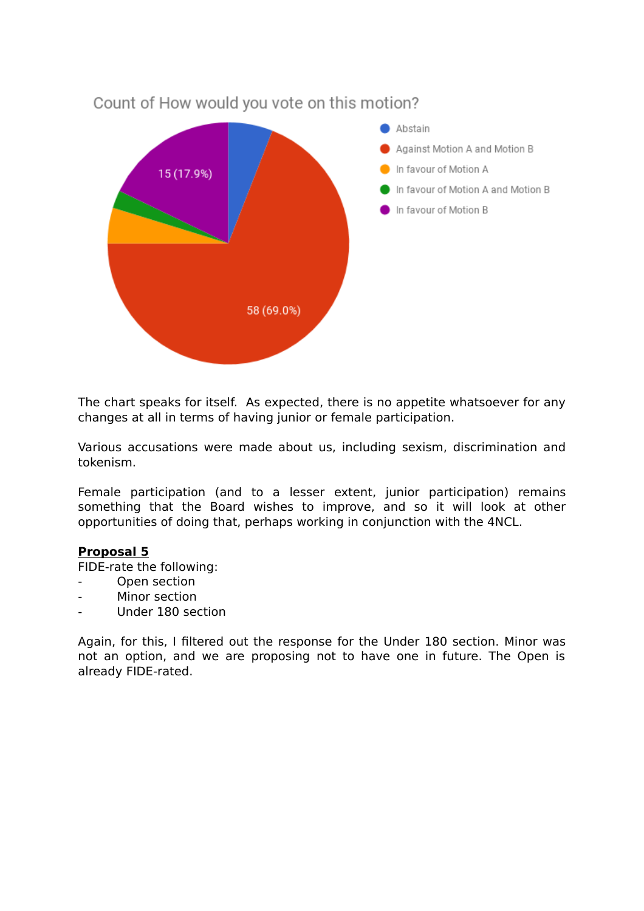Count of How would you vote on this motion?

- Abstain
- Against Motion A and Motion B
- In favour of Motion A
- In favour of Motion A and Motion B
- In favour of Motion B

15 (17.9%)

58 (69.0%)

The chart speaks for itself. As expected, there is no appetite whatsoever for any changes at all in terms of having junior or female participation.

Various accusations were made about us, including sexism, discrimination and tokenism.

Female participation (and to a lesser extent, junior participation) remains something that the Board wishes to improve, and so it will look at other opportunities of doing that, perhaps working in conjunction with the 4NCL.

**Proposal 5**

FIDE-rate the following:

- Open section
- Minor section
- Under 180 section

Again, for this, I filtered out the response for the Under 180 section. Minor was not an option, and we are proposing not to have one in future. The Open is already FIDE-rated.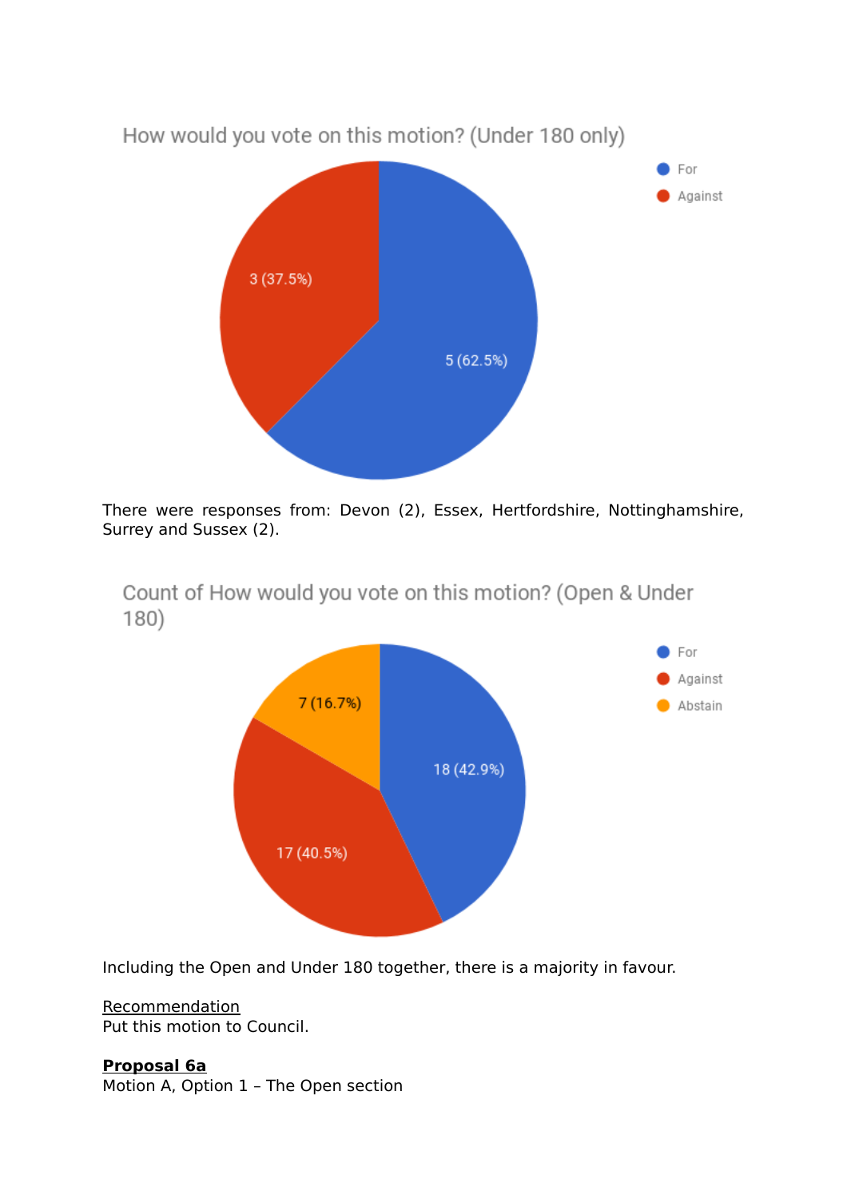How would you vote on this motion? (Under 180 only)

- For: 5 (62.5%)
- Against: 3 (37.5%)

There were responses from: Devon (2), Essex, Hertfordshire, Nottinghamshire, Surrey and Sussex (2).

Count of How would you vote on this motion? (Open & Under 180)

- For: 18 (42.9%)
- Against: 17 (40.5%)
- Abstain: 7 (16.7%)

Including the Open and Under 180 together, there is a majority in favour.

Recommendation
Put this motion to Council.

**Proposal 6a**
Motion A, Option 1 – The Open section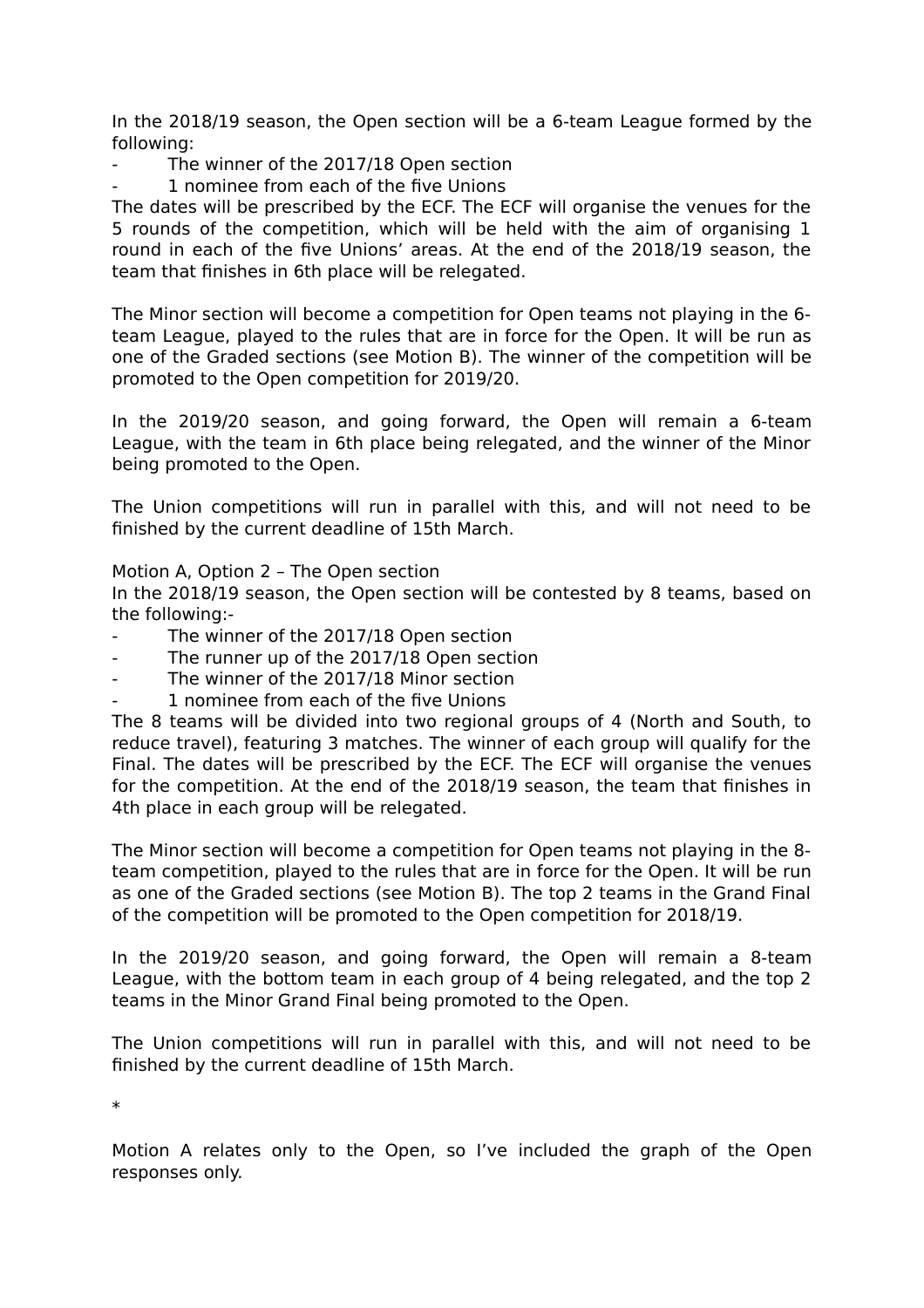In the 2018/19 season, the Open section will be a 6-team League formed by the following:

- The winner of the 2017/18 Open section
- 1 nominee from each of the five Unions

The dates will be prescribed by the ECF. The ECF will organise the venues for the 5 rounds of the competition, which will be held with the aim of organising 1 round in each of the five Unions' areas. At the end of the 2018/19 season, the team that finishes in 6th place will be relegated.

The Minor section will become a competition for Open teams not playing in the 6-team League, played to the rules that are in force for the Open. It will be run as one of the Graded sections (see Motion B). The winner of the competition will be promoted to the Open competition for 2019/20.

In the 2019/20 season, and going forward, the Open will remain a 6-team League, with the team in 6th place being relegated, and the winner of the Minor being promoted to the Open.

The Union competitions will run in parallel with this, and will not need to be finished by the current deadline of 15th March.

Motion A, Option 2 – The Open section

In the 2018/19 season, the Open section will be contested by 8 teams, based on the following:-

- The winner of the 2017/18 Open section
- The runner up of the 2017/18 Open section
- The winner of the 2017/18 Minor section
- 1 nominee from each of the five Unions

The 8 teams will be divided into two regional groups of 4 (North and South, to reduce travel), featuring 3 matches. The winner of each group will qualify for the Final. The dates will be prescribed by the ECF. The ECF will organise the venues for the competition. At the end of the 2018/19 season, the team that finishes in 4th place in each group will be relegated.

The Minor section will become a competition for Open teams not playing in the 8-team competition, played to the rules that are in force for the Open. It will be run as one of the Graded sections (see Motion B). The top 2 teams in the Grand Final of the competition will be promoted to the Open competition for 2018/19.

In the 2019/20 season, and going forward, the Open will remain a 8-team League, with the bottom team in each group of 4 being relegated, and the top 2 teams in the Minor Grand Final being promoted to the Open.

The Union competitions will run in parallel with this, and will not need to be finished by the current deadline of 15th March.

*

Motion A relates only to the Open, so I've included the graph of the Open responses only.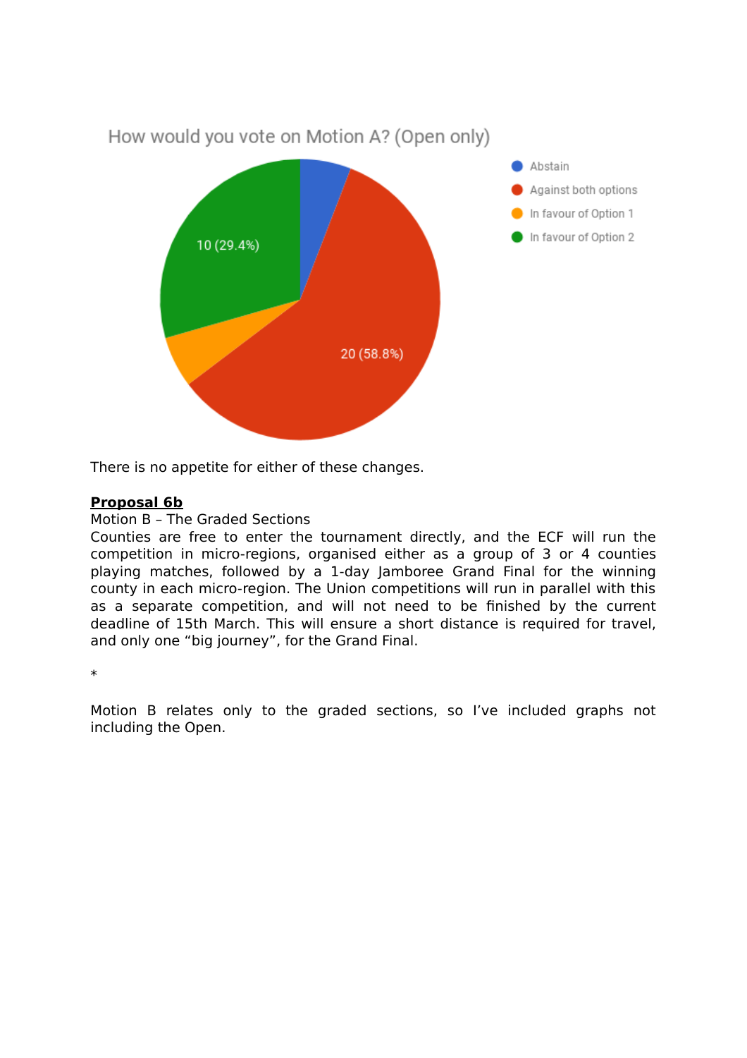How would you vote on Motion A? (Open only)

- Abstain
- Against both options: 20 (58.8%)
- In favour of Option 1
- In favour of Option 2: 10 (29.4%)

There is no appetite for either of these changes.

**Proposal 6b**

Motion B – The Graded Sections

Counties are free to enter the tournament directly, and the ECF will run the competition in micro-regions, organised either as a group of 3 or 4 counties playing matches, followed by a 1-day Jamboree Grand Final for the winning county in each micro-region. The Union competitions will run in parallel with this as a separate competition, and will not need to be finished by the current deadline of 15th March. This will ensure a short distance is required for travel, and only one "big journey", for the Grand Final.

*

Motion B relates only to the graded sections, so I've included graphs not including the Open.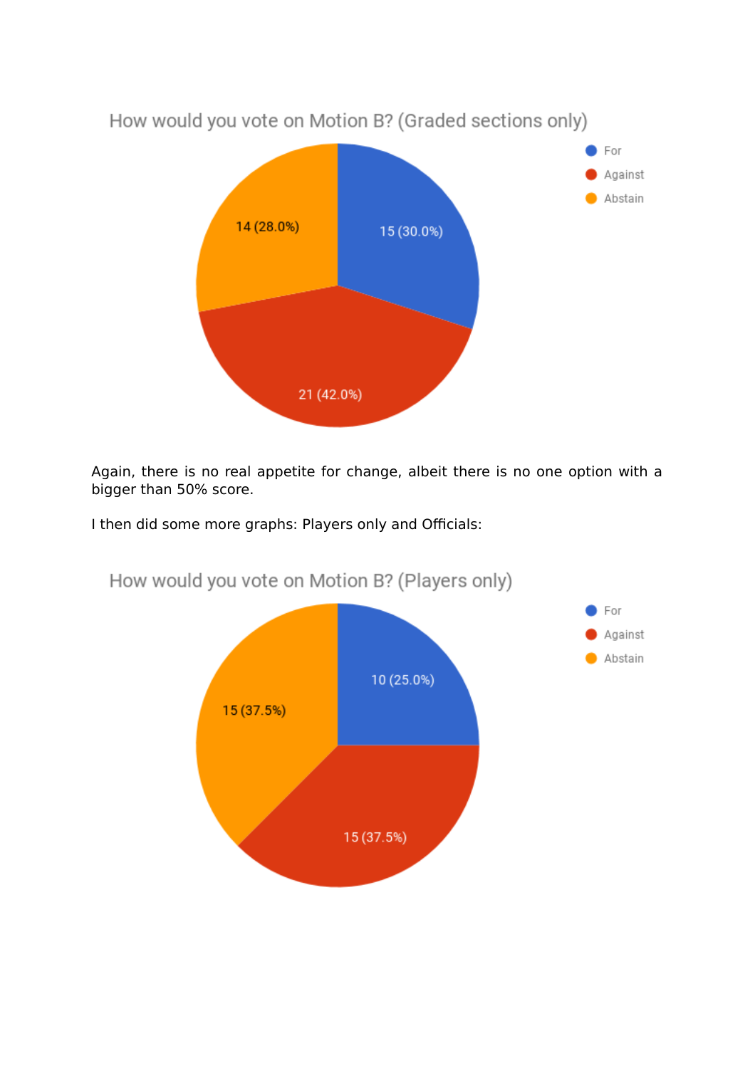How would you vote on Motion B? (Graded sections only)

| Vote | Count | Percentage |
| --- | --- | --- |
| For | 15 | 30.0% |
| Against | 21 | 42.0% |
| Abstain | 14 | 28.0% |

Again, there is no real appetite for change, albeit there is no one option with a bigger than 50% score.

I then did some more graphs: Players only and Officials:

How would you vote on Motion B? (Players only)

| Vote | Count | Percentage |
| --- | --- | --- |
| For | 10 | 25.0% |
| Against | 15 | 37.5% |
| Abstain | 15 | 37.5% |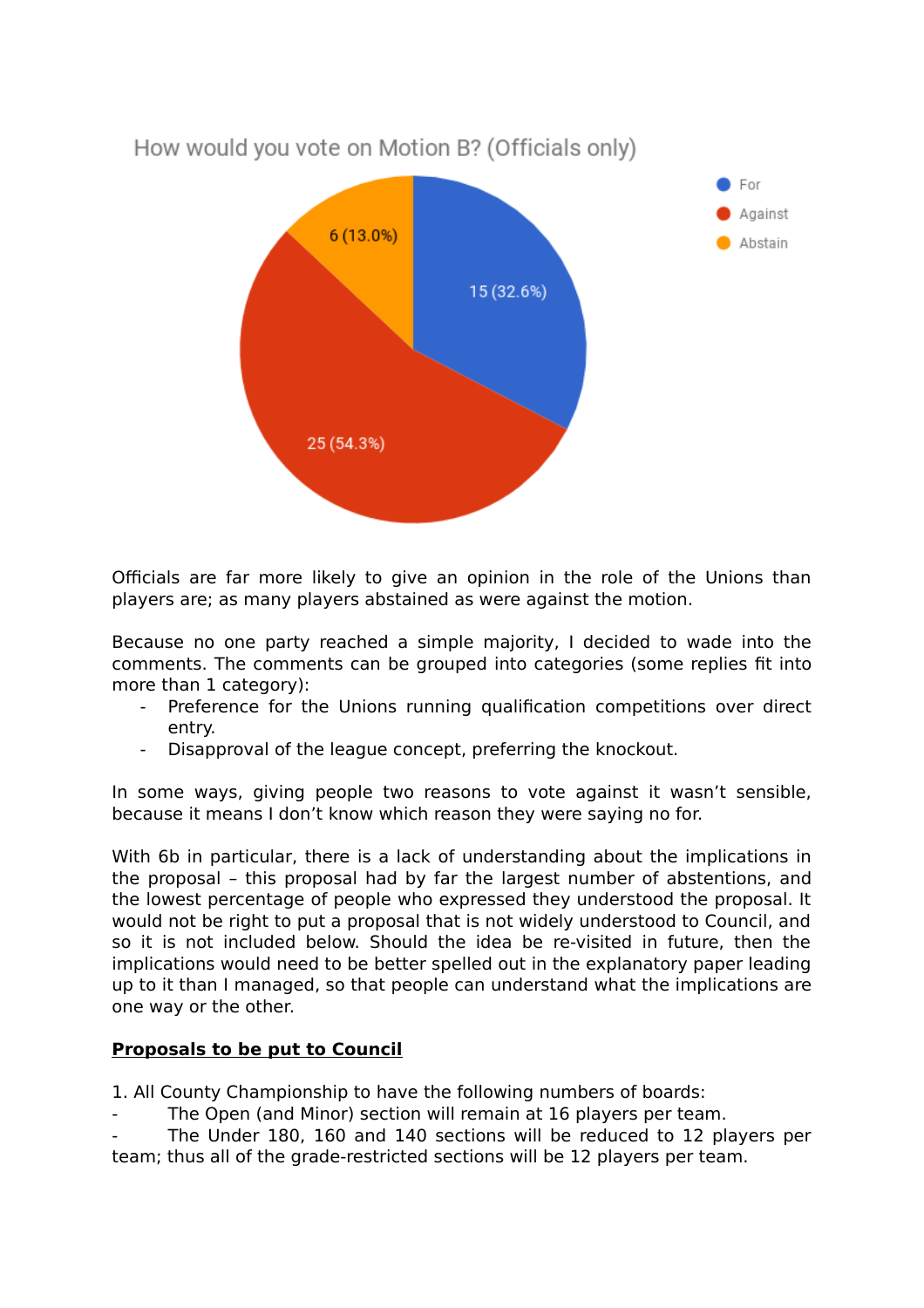How would you vote on Motion B? (Officials only)

| Response | Count | Percentage |
| --- | --- | --- |
| For | 15 | 32.6% |
| Against | 25 | 54.3% |
| Abstain | 6 | 13.0% |

Officials are far more likely to give an opinion in the role of the Unions than players are; as many players abstained as were against the motion.

Because no one party reached a simple majority, I decided to wade into the comments. The comments can be grouped into categories (some replies fit into more than 1 category):

- Preference for the Unions running qualification competitions over direct entry.
- Disapproval of the league concept, preferring the knockout.

In some ways, giving people two reasons to vote against it wasn't sensible, because it means I don't know which reason they were saying no for.

With 6b in particular, there is a lack of understanding about the implications in the proposal – this proposal had by far the largest number of abstentions, and the lowest percentage of people who expressed they understood the proposal. It would not be right to put a proposal that is not widely understood to Council, and so it is not included below. Should the idea be re-visited in future, then the implications would need to be better spelled out in the explanatory paper leading up to it than I managed, so that people can understand what the implications are one way or the other.

**Proposals to be put to Council**

1. All County Championship to have the following numbers of boards:

- The Open (and Minor) section will remain at 16 players per team.
- The Under 180, 160 and 140 sections will be reduced to 12 players per team; thus all of the grade-restricted sections will be 12 players per team.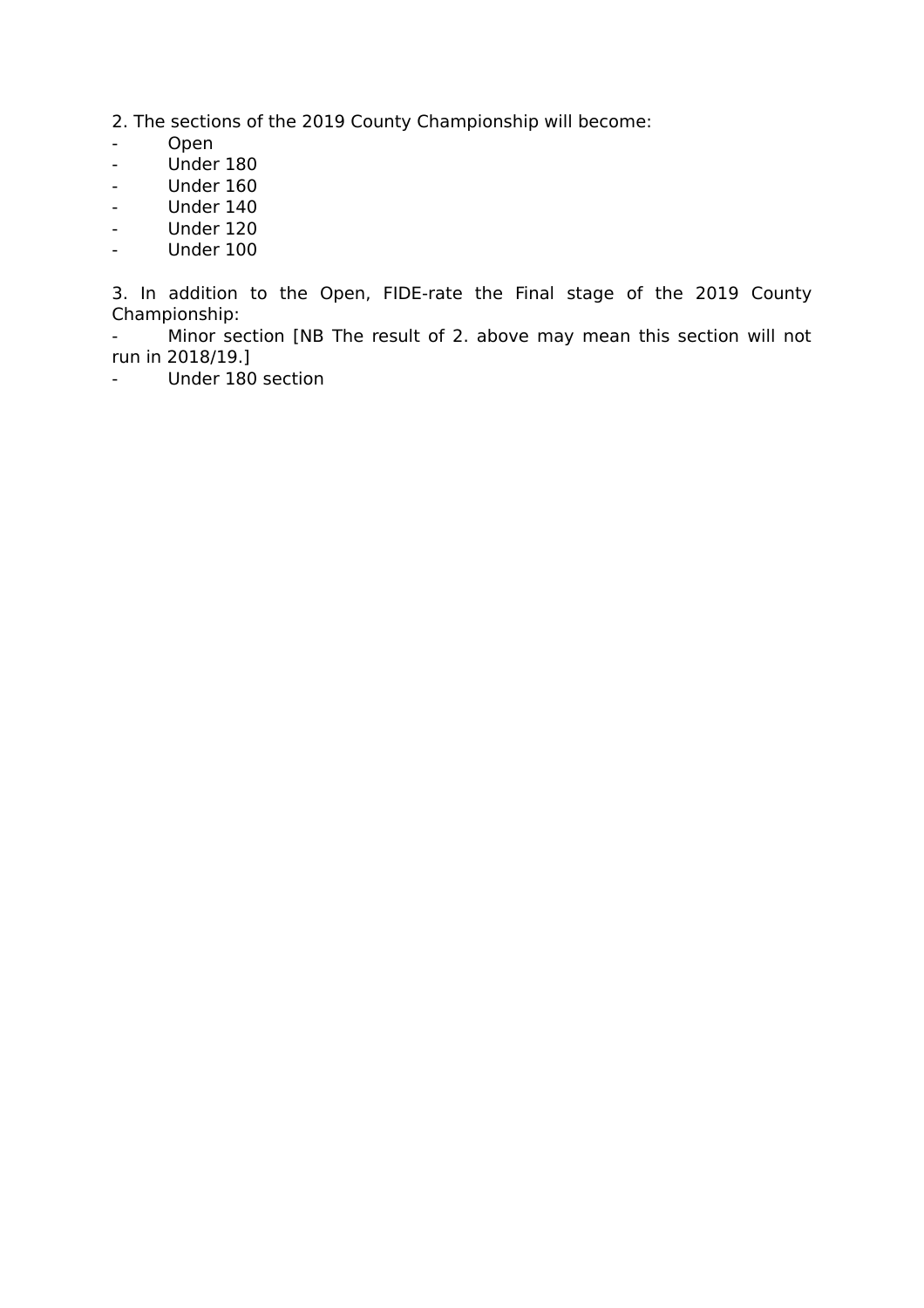2. The sections of the 2019 County Championship will become:

- Open
- Under 180
- Under 160
- Under 140
- Under 120
- Under 100

3. In addition to the Open, FIDE-rate the Final stage of the 2019 County Championship:

- Minor section [NB The result of 2. above may mean this section will not run in 2018/19.]
- Under 180 section